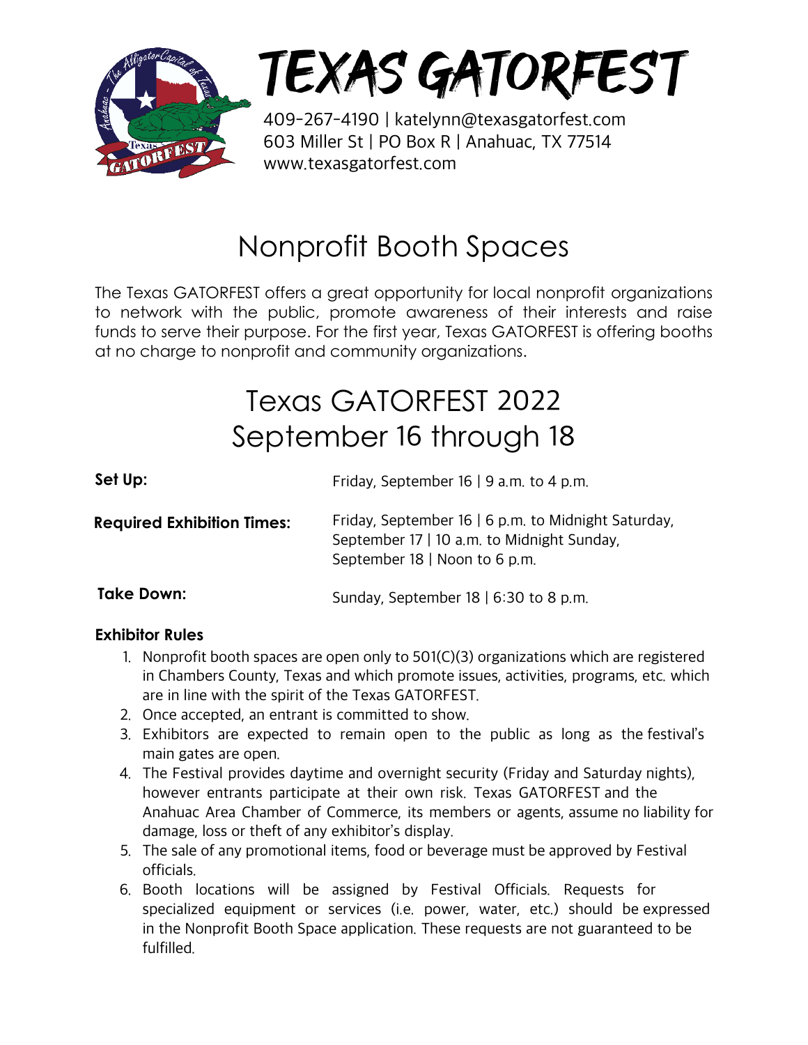# TEXAS GATORFEST

409-267-4190 | katelynn@texasgatorfest.com
603 Miller St | PO Box R | Anahuac, TX 77514
www.texasgatorfest.com

## Nonprofit Booth Spaces

The Texas GATORFEST offers a great opportunity for local nonprofit organizations to network with the public, promote awareness of their interests and raise funds to serve their purpose. For the first year, Texas GATORFEST is offering booths at no charge to nonprofit and community organizations.

## Texas GATORFEST 2022
## September 16 through 18

**Set Up:** Friday, September 16 | 9 a.m. to 4 p.m.

**Required Exhibition Times:** Friday, September 16 | 6 p.m. to Midnight Saturday, September 17 | 10 a.m. to Midnight Sunday, September 18 | Noon to 6 p.m.

**Take Down:** Sunday, September 18 | 6:30 to 8 p.m.

### Exhibitor Rules

1. Nonprofit booth spaces are open only to 501(C)(3) organizations which are registered in Chambers County, Texas and which promote issues, activities, programs, etc. which are in line with the spirit of the Texas GATORFEST.
2. Once accepted, an entrant is committed to show.
3. Exhibitors are expected to remain open to the public as long as the festival's main gates are open.
4. The Festival provides daytime and overnight security (Friday and Saturday nights), however entrants participate at their own risk. Texas GATORFEST and the Anahuac Area Chamber of Commerce, its members or agents, assume no liability for damage, loss or theft of any exhibitor's display.
5. The sale of any promotional items, food or beverage must be approved by Festival officials.
6. Booth locations will be assigned by Festival Officials. Requests for specialized equipment or services (i.e. power, water, etc.) should be expressed in the Nonprofit Booth Space application. These requests are not guaranteed to be fulfilled.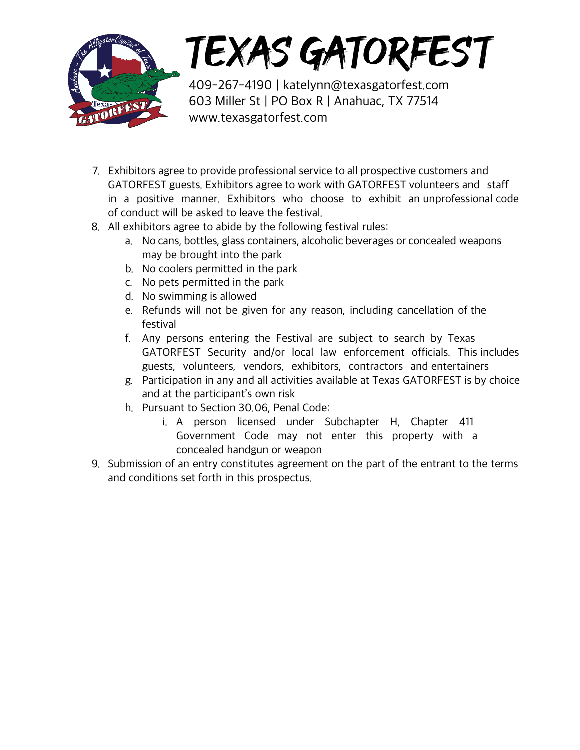# TEXAS GATORFEST

409-267-4190 | katelynn@texasgatorfest.com
603 Miller St | PO Box R | Anahuac, TX 77514
www.texasgatorfest.com

7. Exhibitors agree to provide professional service to all prospective customers and GATORFEST guests. Exhibitors agree to work with GATORFEST volunteers and staff in a positive manner. Exhibitors who choose to exhibit an unprofessional code of conduct will be asked to leave the festival.
8. All exhibitors agree to abide by the following festival rules:
   a. No cans, bottles, glass containers, alcoholic beverages or concealed weapons may be brought into the park
   b. No coolers permitted in the park
   c. No pets permitted in the park
   d. No swimming is allowed
   e. Refunds will not be given for any reason, including cancellation of the festival
   f. Any persons entering the Festival are subject to search by Texas GATORFEST Security and/or local law enforcement officials. This includes guests, volunteers, vendors, exhibitors, contractors and entertainers
   g. Participation in any and all activities available at Texas GATORFEST is by choice and at the participant's own risk
   h. Pursuant to Section 30.06, Penal Code:
      i. A person licensed under Subchapter H, Chapter 411 Government Code may not enter this property with a concealed handgun or weapon
9. Submission of an entry constitutes agreement on the part of the entrant to the terms and conditions set forth in this prospectus.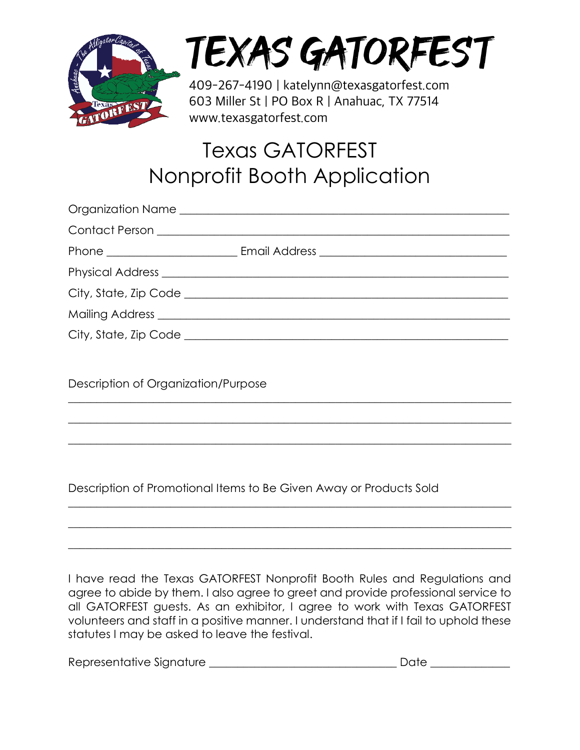# TEXAS GATORFEST

409-267-4190 | katelynn@texasgatorfest.com
603 Miller St | PO Box R | Anahuac, TX 77514
www.texasgatorfest.com

## Texas GATORFEST
## Nonprofit Booth Application

Organization Name ____________________________________________

Contact Person ____________________________________________

Phone ____________________ Email Address ____________________________

Physical Address ____________________________________________

City, State, Zip Code ____________________________________________

Mailing Address ____________________________________________

City, State, Zip Code ____________________________________________

Description of Organization/Purpose

____________________________________________________________

____________________________________________________________

____________________________________________________________

Description of Promotional Items to Be Given Away or Products Sold

____________________________________________________________

____________________________________________________________

____________________________________________________________

I have read the Texas GATORFEST Nonprofit Booth Rules and Regulations and agree to abide by them. I also agree to greet and provide professional service to all GATORFEST guests. As an exhibitor, I agree to work with Texas GATORFEST volunteers and staff in a positive manner. I understand that if I fail to uphold these statutes I may be asked to leave the festival.

Representative Signature ______________________________ Date ____________